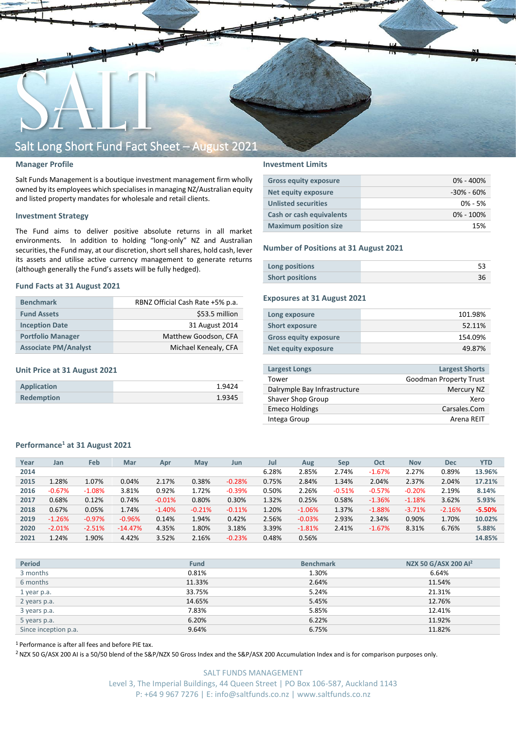# Salt Long Short Fund Fact Sheet – August 2021

## Manager Profile

Salt Funds Management is a boutique investment management firm wholly owned by its employees which specialises in managing NZ/Australian equity and listed property mandates for wholesale and retail clients.

## Investment Strategy

The Fund aims to deliver positive absolute returns in all market environments. In addition to holding "long-only" NZ and Australian securities, the Fund may, at our discretion, short sell shares, hold cash, lever its assets and utilise active currency management to generate returns (although generally the Fund's assets will be fully hedged).

## Fund Facts at 31 August 2021

| | |
|---|---|
| **Benchmark** | RBNZ Official Cash Rate +5% p.a. |
| **Fund Assets** | $53.5 million |
| **Inception Date** | 31 August 2014 |
| **Portfolio Manager** | Matthew Goodson, CFA |
| **Associate PM/Analyst** | Michael Kenealy, CFA |

## Unit Price at 31 August 2021

| | |
|---|---|
| **Application** | 1.9424 |
| **Redemption** | 1.9345 |

## Investment Limits

| | |
|---|---|
| **Gross equity exposure** | 0% - 400% |
| **Net equity exposure** | -30% - 60% |
| **Unlisted securities** | 0% - 5% |
| **Cash or cash equivalents** | 0% - 100% |
| **Maximum position size** | 15% |

## Number of Positions at 31 August 2021

| | |
|---|---|
| **Long positions** | 53 |
| **Short positions** | 36 |

## Exposures at 31 August 2021

| | |
|---|---|
| **Long exposure** | 101.98% |
| **Short exposure** | 52.11% |
| **Gross equity exposure** | 154.09% |
| **Net equity exposure** | 49.87% |

| Largest Longs | Largest Shorts |
|---|---|
| Tower | Goodman Property Trust |
| Dalrymple Bay Infrastructure | Mercury NZ |
| Shaver Shop Group | Xero |
| Emeco Holdings | Carsales.Com |
| Intega Group | Arena REIT |

## Performance[1] at 31 August 2021

| Year | Jan | Feb | Mar | Apr | May | Jun | Jul | Aug | Sep | Oct | Nov | Dec | YTD |
|---|---|---|---|---|---|---|---|---|---|---|---|---|---|
| 2014 | | | | | | | 6.28% | 2.85% | 2.74% | -1.67% | 2.27% | 0.89% | 13.96% |
| 2015 | 1.28% | 1.07% | 0.04% | 2.17% | 0.38% | -0.28% | 0.75% | 2.84% | 1.34% | 2.04% | 2.37% | 2.04% | 17.21% |
| 2016 | -0.67% | -1.08% | 3.81% | 0.92% | 1.72% | -0.39% | 0.50% | 2.26% | -0.51% | -0.57% | -0.20% | 2.19% | 8.14% |
| 2017 | 0.68% | 0.12% | 0.74% | -0.01% | 0.80% | 0.30% | 1.32% | 0.25% | 0.58% | -1.36% | -1.18% | 3.62% | 5.93% |
| 2018 | 0.67% | 0.05% | 1.74% | -1.40% | -0.21% | -0.11% | 1.20% | -1.06% | 1.37% | -1.88% | -3.71% | -2.16% | -5.50% |
| 2019 | -1.26% | -0.97% | -0.96% | 0.14% | 1.94% | 0.42% | 2.56% | -0.03% | 2.93% | 2.34% | 0.90% | 1.70% | 10.02% |
| 2020 | -2.01% | -2.51% | -14.47% | 4.35% | 1.80% | 3.18% | 3.39% | -1.81% | 2.41% | -1.67% | 8.31% | 6.76% | 5.88% |
| 2021 | 1.24% | 1.90% | 4.42% | 3.52% | 2.16% | -0.23% | 0.48% | 0.56% | | | | | 14.85% |

| Period | Fund | Benchmark | NZX 50 G/ASX 200 AI[2] |
|---|---|---|---|
| 3 months | 0.81% | 1.30% | 6.64% |
| 6 months | 11.33% | 2.64% | 11.54% |
| 1 year p.a. | 33.75% | 5.24% | 21.31% |
| 2 years p.a. | 14.65% | 5.45% | 12.76% |
| 3 years p.a. | 7.83% | 5.85% | 12.41% |
| 5 years p.a. | 6.20% | 6.22% | 11.92% |
| Since inception p.a. | 9.64% | 6.75% | 11.82% |

[1] Performance is after all fees and before PIE tax.

[2] NZX 50 G/ASX 200 AI is a 50/50 blend of the S&P/NZX 50 Gross Index and the S&P/ASX 200 Accumulation Index and is for comparison purposes only.

SALT FUNDS MANAGEMENT
Level 3, The Imperial Buildings, 44 Queen Street | PO Box 106-587, Auckland 1143
P: +64 9 967 7276 | E: info@saltfunds.co.nz | www.saltfunds.co.nz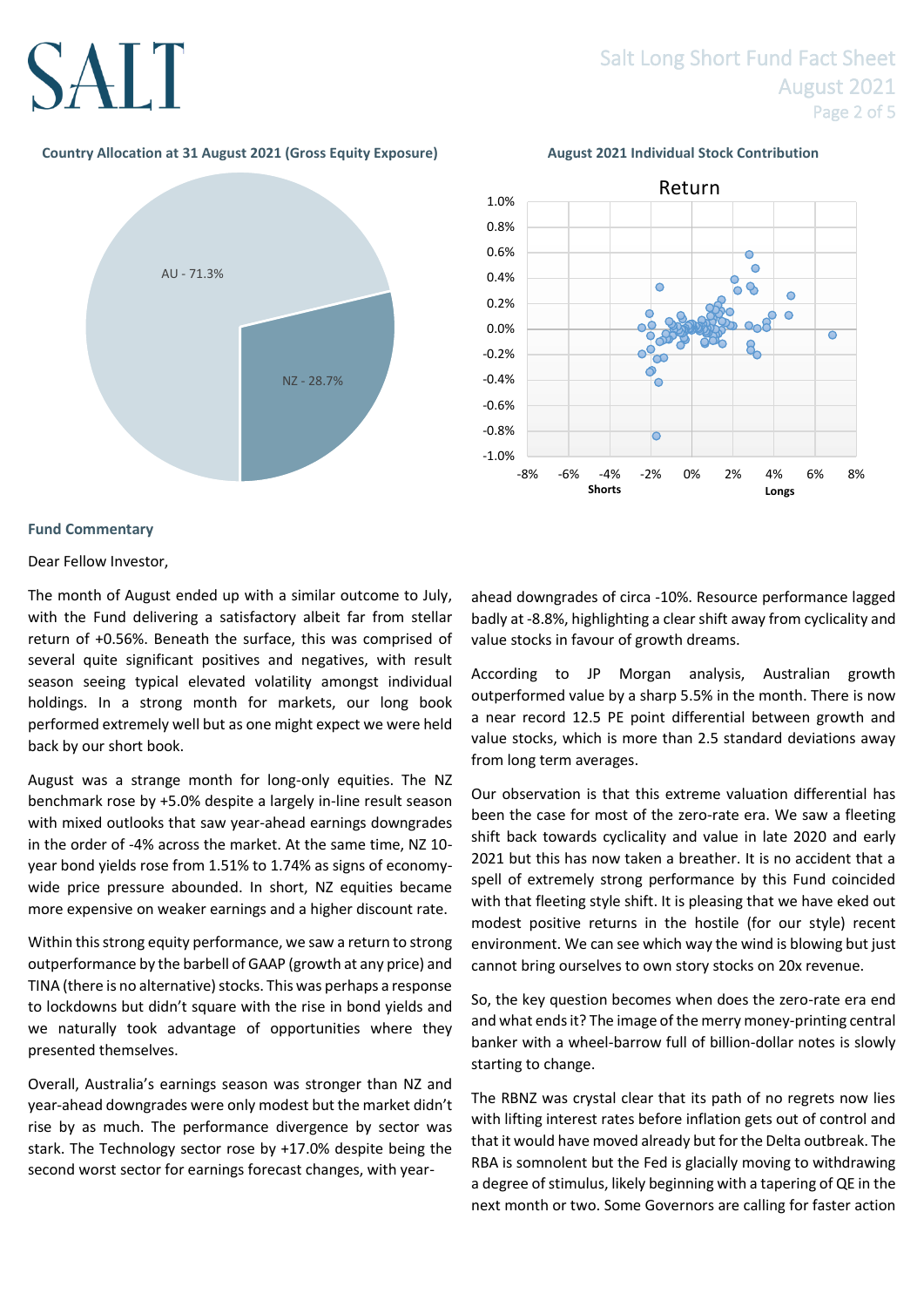### Country Allocation at 31 August 2021 (Gross Equity Exposure)

AU - 71.3%

NZ - 28.7%

### August 2021 Individual Stock Contribution

Return

Shorts

Longs

## Fund Commentary

Dear Fellow Investor,

The month of August ended up with a similar outcome to July, with the Fund delivering a satisfactory albeit far from stellar return of +0.56%. Beneath the surface, this was comprised of several quite significant positives and negatives, with result season seeing typical elevated volatility amongst individual holdings. In a strong month for markets, our long book performed extremely well but as one might expect we were held back by our short book.

August was a strange month for long-only equities. The NZ benchmark rose by +5.0% despite a largely in-line result season with mixed outlooks that saw year-ahead earnings downgrades in the order of -4% across the market. At the same time, NZ 10-year bond yields rose from 1.51% to 1.74% as signs of economy-wide price pressure abounded. In short, NZ equities became more expensive on weaker earnings and a higher discount rate.

Within this strong equity performance, we saw a return to strong outperformance by the barbell of GAAP (growth at any price) and TINA (there is no alternative) stocks. This was perhaps a response to lockdowns but didn't square with the rise in bond yields and we naturally took advantage of opportunities where they presented themselves.

Overall, Australia's earnings season was stronger than NZ and year-ahead downgrades were only modest but the market didn't rise by as much. The performance divergence by sector was stark. The Technology sector rose by +17.0% despite being the second worst sector for earnings forecast changes, with year-ahead downgrades of circa -10%. Resource performance lagged badly at -8.8%, highlighting a clear shift away from cyclicality and value stocks in favour of growth dreams.

According to JP Morgan analysis, Australian growth outperformed value by a sharp 5.5% in the month. There is now a near record 12.5 PE point differential between growth and value stocks, which is more than 2.5 standard deviations away from long term averages.

Our observation is that this extreme valuation differential has been the case for most of the zero-rate era. We saw a fleeting shift back towards cyclicality and value in late 2020 and early 2021 but this has now taken a breather. It is no accident that a spell of extremely strong performance by this Fund coincided with that fleeting style shift. It is pleasing that we have eked out modest positive returns in the hostile (for our style) recent environment. We can see which way the wind is blowing but just cannot bring ourselves to own story stocks on 20x revenue.

So, the key question becomes when does the zero-rate era end and what ends it? The image of the merry money-printing central banker with a wheel-barrow full of billion-dollar notes is slowly starting to change.

The RBNZ was crystal clear that its path of no regrets now lies with lifting interest rates before inflation gets out of control and that it would have moved already but for the Delta outbreak. The RBA is somnolent but the Fed is glacially moving to withdrawing a degree of stimulus, likely beginning with a tapering of QE in the next month or two. Some Governors are calling for faster action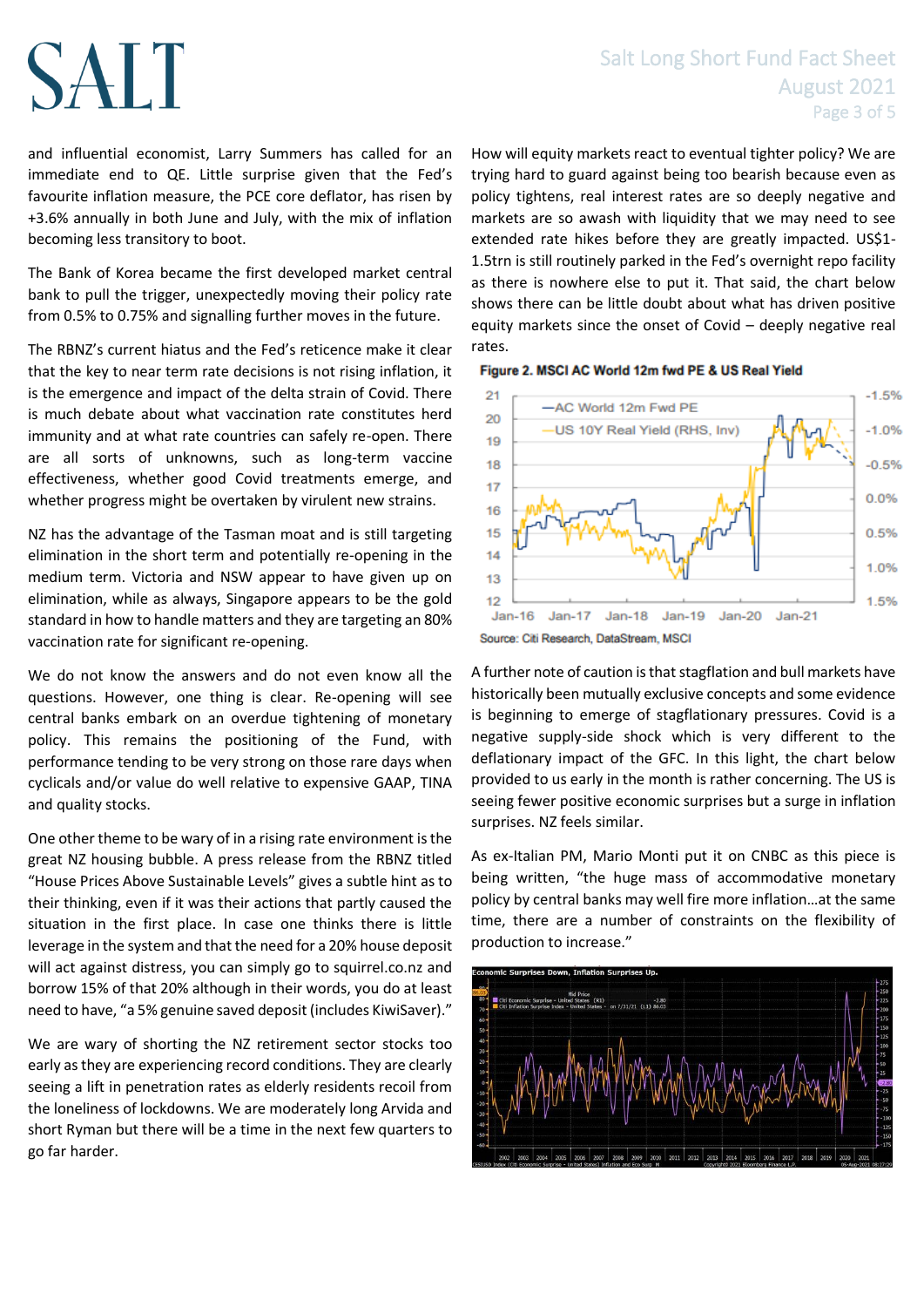and influential economist, Larry Summers has called for an immediate end to QE. Little surprise given that the Fed's favourite inflation measure, the PCE core deflator, has risen by +3.6% annually in both June and July, with the mix of inflation becoming less transitory to boot.

The Bank of Korea became the first developed market central bank to pull the trigger, unexpectedly moving their policy rate from 0.5% to 0.75% and signalling further moves in the future.

The RBNZ's current hiatus and the Fed's reticence make it clear that the key to near term rate decisions is not rising inflation, it is the emergence and impact of the delta strain of Covid. There is much debate about what vaccination rate constitutes herd immunity and at what rate countries can safely re-open. There are all sorts of unknowns, such as long-term vaccine effectiveness, whether good Covid treatments emerge, and whether progress might be overtaken by virulent new strains.

NZ has the advantage of the Tasman moat and is still targeting elimination in the short term and potentially re-opening in the medium term. Victoria and NSW appear to have given up on elimination, while as always, Singapore appears to be the gold standard in how to handle matters and they are targeting an 80% vaccination rate for significant re-opening.

We do not know the answers and do not even know all the questions. However, one thing is clear. Re-opening will see central banks embark on an overdue tightening of monetary policy. This remains the positioning of the Fund, with performance tending to be very strong on those rare days when cyclicals and/or value do well relative to expensive GAAP, TINA and quality stocks.

One other theme to be wary of in a rising rate environment is the great NZ housing bubble. A press release from the RBNZ titled "House Prices Above Sustainable Levels" gives a subtle hint as to their thinking, even if it was their actions that partly caused the situation in the first place. In case one thinks there is little leverage in the system and that the need for a 20% house deposit will act against distress, you can simply go to squirrel.co.nz and borrow 15% of that 20% although in their words, you do at least need to have, "a 5% genuine saved deposit (includes KiwiSaver)."

We are wary of shorting the NZ retirement sector stocks too early as they are experiencing record conditions. They are clearly seeing a lift in penetration rates as elderly residents recoil from the loneliness of lockdowns. We are moderately long Arvida and short Ryman but there will be a time in the next few quarters to go far harder.

How will equity markets react to eventual tighter policy? We are trying hard to guard against being too bearish because even as policy tightens, real interest rates are so deeply negative and markets are so awash with liquidity that we may need to see extended rate hikes before they are greatly impacted. US$1-1.5trn is still routinely parked in the Fed's overnight repo facility as there is nowhere else to put it. That said, the chart below shows there can be little doubt about what has driven positive equity markets since the onset of Covid – deeply negative real rates.

**Figure 2. MSCI AC World 12m fwd PE & US Real Yield**

Source: Citi Research, DataStream, MSCI

A further note of caution is that stagflation and bull markets have historically been mutually exclusive concepts and some evidence is beginning to emerge of stagflationary pressures. Covid is a negative supply-side shock which is very different to the deflationary impact of the GFC. In this light, the chart below provided to us early in the month is rather concerning. The US is seeing fewer positive economic surprises but a surge in inflation surprises. NZ feels similar.

As ex-Italian PM, Mario Monti put it on CNBC as this piece is being written, "the huge mass of accommodative monetary policy by central banks may well fire more inflation…at the same time, there are a number of constraints on the flexibility of production to increase."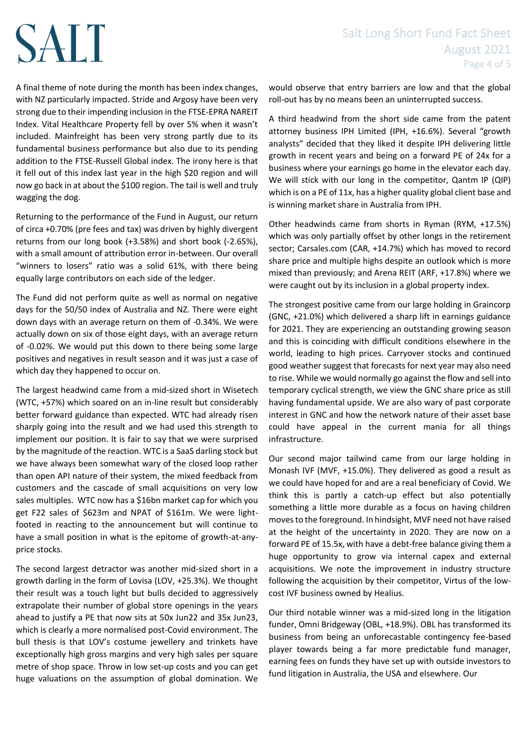A final theme of note during the month has been index changes, with NZ particularly impacted. Stride and Argosy have been very strong due to their impending inclusion in the FTSE-EPRA NAREIT Index. Vital Healthcare Property fell by over 5% when it wasn't included. Mainfreight has been very strong partly due to its fundamental business performance but also due to its pending addition to the FTSE-Russell Global index. The irony here is that it fell out of this index last year in the high $20 region and will now go back in at about the $100 region. The tail is well and truly wagging the dog.

Returning to the performance of the Fund in August, our return of circa +0.70% (pre fees and tax) was driven by highly divergent returns from our long book (+3.58%) and short book (-2.65%), with a small amount of attribution error in-between. Our overall "winners to losers" ratio was a solid 61%, with there being equally large contributors on each side of the ledger.

The Fund did not perform quite as well as normal on negative days for the 50/50 index of Australia and NZ. There were eight down days with an average return on them of -0.34%. We were actually down on six of those eight days, with an average return of -0.02%. We would put this down to there being some large positives and negatives in result season and it was just a case of which day they happened to occur on.

The largest headwind came from a mid-sized short in Wisetech (WTC, +57%) which soared on an in-line result but considerably better forward guidance than expected. WTC had already risen sharply going into the result and we had used this strength to implement our position. It is fair to say that we were surprised by the magnitude of the reaction. WTC is a SaaS darling stock but we have always been somewhat wary of the closed loop rather than open API nature of their system, the mixed feedback from customers and the cascade of small acquisitions on very low sales multiples. WTC now has a $16bn market cap for which you get F22 sales of $623m and NPAT of $161m. We were light-footed in reacting to the announcement but will continue to have a small position in what is the epitome of growth-at-any-price stocks.

The second largest detractor was another mid-sized short in a growth darling in the form of Lovisa (LOV, +25.3%). We thought their result was a touch light but bulls decided to aggressively extrapolate their number of global store openings in the years ahead to justify a PE that now sits at 50x Jun22 and 35x Jun23, which is clearly a more normalised post-Covid environment. The bull thesis is that LOV's costume jewellery and trinkets have exceptionally high gross margins and very high sales per square metre of shop space. Throw in low set-up costs and you can get huge valuations on the assumption of global domination. We would observe that entry barriers are low and that the global roll-out has by no means been an uninterrupted success.

A third headwind from the short side came from the patent attorney business IPH Limited (IPH, +16.6%). Several "growth analysts" decided that they liked it despite IPH delivering little growth in recent years and being on a forward PE of 24x for a business where your earnings go home in the elevator each day. We will stick with our long in the competitor, Qantm IP (QIP) which is on a PE of 11x, has a higher quality global client base and is winning market share in Australia from IPH.

Other headwinds came from shorts in Ryman (RYM, +17.5%) which was only partially offset by other longs in the retirement sector; Carsales.com (CAR, +14.7%) which has moved to record share price and multiple highs despite an outlook which is more mixed than previously; and Arena REIT (ARF, +17.8%) where we were caught out by its inclusion in a global property index.

The strongest positive came from our large holding in Graincorp (GNC, +21.0%) which delivered a sharp lift in earnings guidance for 2021. They are experiencing an outstanding growing season and this is coinciding with difficult conditions elsewhere in the world, leading to high prices. Carryover stocks and continued good weather suggest that forecasts for next year may also need to rise. While we would normally go against the flow and sell into temporary cyclical strength, we view the GNC share price as still having fundamental upside. We are also wary of past corporate interest in GNC and how the network nature of their asset base could have appeal in the current mania for all things infrastructure.

Our second major tailwind came from our large holding in Monash IVF (MVF, +15.0%). They delivered as good a result as we could have hoped for and are a real beneficiary of Covid. We think this is partly a catch-up effect but also potentially something a little more durable as a focus on having children moves to the foreground. In hindsight, MVF need not have raised at the height of the uncertainty in 2020. They are now on a forward PE of 15.5x, with have a debt-free balance giving them a huge opportunity to grow via internal capex and external acquisitions. We note the improvement in industry structure following the acquisition by their competitor, Virtus of the low-cost IVF business owned by Healius.

Our third notable winner was a mid-sized long in the litigation funder, Omni Bridgeway (OBL, +18.9%). OBL has transformed its business from being an unforecastable contingency fee-based player towards being a far more predictable fund manager, earning fees on funds they have set up with outside investors to fund litigation in Australia, the USA and elsewhere. Our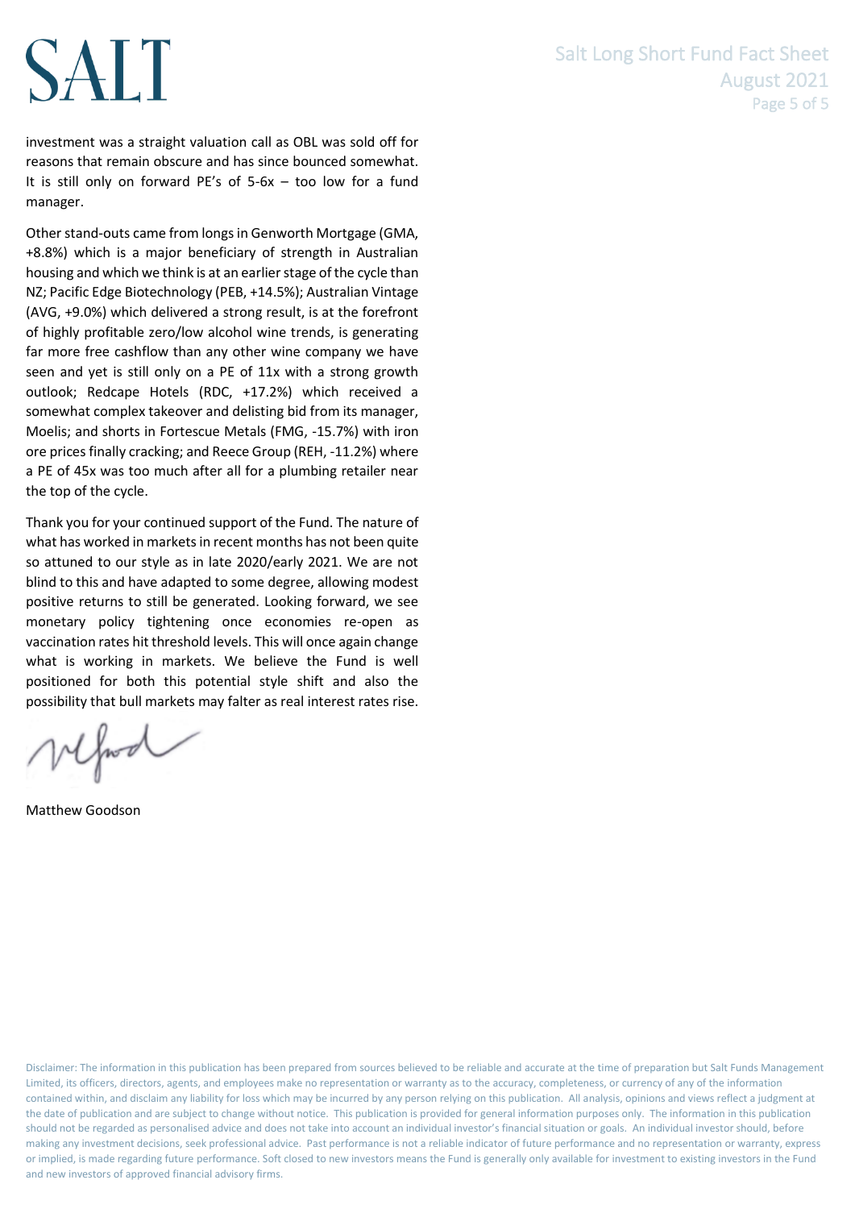investment was a straight valuation call as OBL was sold off for reasons that remain obscure and has since bounced somewhat. It is still only on forward PE's of 5-6x – too low for a fund manager.

Other stand-outs came from longs in Genworth Mortgage (GMA, +8.8%) which is a major beneficiary of strength in Australian housing and which we think is at an earlier stage of the cycle than NZ; Pacific Edge Biotechnology (PEB, +14.5%); Australian Vintage (AVG, +9.0%) which delivered a strong result, is at the forefront of highly profitable zero/low alcohol wine trends, is generating far more free cashflow than any other wine company we have seen and yet is still only on a PE of 11x with a strong growth outlook; Redcape Hotels (RDC, +17.2%) which received a somewhat complex takeover and delisting bid from its manager, Moelis; and shorts in Fortescue Metals (FMG, -15.7%) with iron ore prices finally cracking; and Reece Group (REH, -11.2%) where a PE of 45x was too much after all for a plumbing retailer near the top of the cycle.

Thank you for your continued support of the Fund. The nature of what has worked in markets in recent months has not been quite so attuned to our style as in late 2020/early 2021. We are not blind to this and have adapted to some degree, allowing modest positive returns to still be generated. Looking forward, we see monetary policy tightening once economies re-open as vaccination rates hit threshold levels. This will once again change what is working in markets. We believe the Fund is well positioned for both this potential style shift and also the possibility that bull markets may falter as real interest rates rise.

Matthew Goodson

Disclaimer: The information in this publication has been prepared from sources believed to be reliable and accurate at the time of preparation but Salt Funds Management Limited, its officers, directors, agents, and employees make no representation or warranty as to the accuracy, completeness, or currency of any of the information contained within, and disclaim any liability for loss which may be incurred by any person relying on this publication. All analysis, opinions and views reflect a judgment at the date of publication and are subject to change without notice. This publication is provided for general information purposes only. The information in this publication should not be regarded as personalised advice and does not take into account an individual investor's financial situation or goals. An individual investor should, before making any investment decisions, seek professional advice. Past performance is not a reliable indicator of future performance and no representation or warranty, express or implied, is made regarding future performance. Soft closed to new investors means the Fund is generally only available for investment to existing investors in the Fund and new investors of approved financial advisory firms.